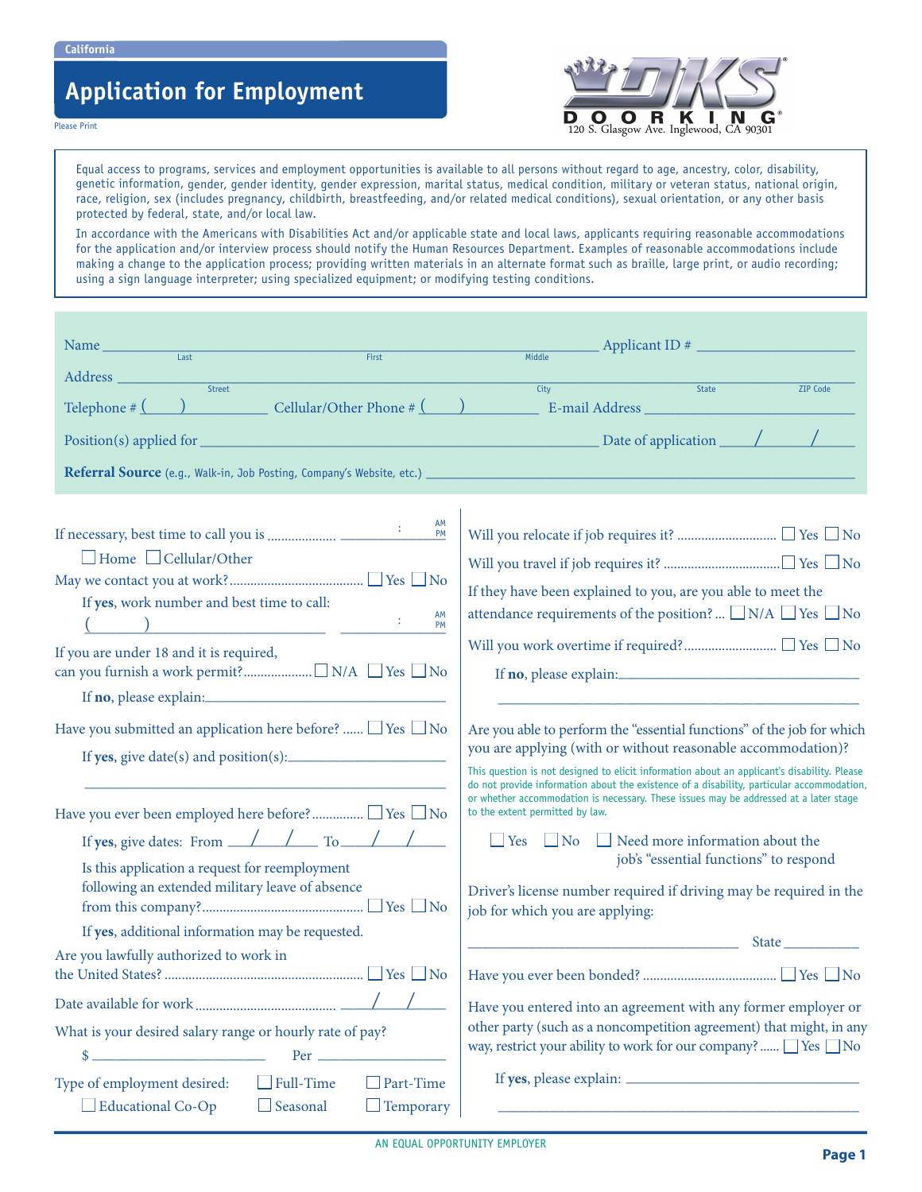California

# Application for Employment

Please Print

DOORKING
120 S. Glasgow Ave. Inglewood, CA 90301

Equal access to programs, services and employment opportunities is available to all persons without regard to age, ancestry, color, disability, genetic information, gender, gender identity, gender expression, marital status, medical condition, military or veteran status, national origin, race, religion, sex (includes pregnancy, childbirth, breastfeeding, and/or related medical conditions), sexual orientation, or any other basis protected by federal, state, and/or local law.

In accordance with the Americans with Disabilities Act and/or applicable state and local laws, applicants requiring reasonable accommodations for the application and/or interview process should notify the Human Resources Department. Examples of reasonable accommodations include making a change to the application process; providing written materials in an alternate format such as braille, large print, or audio recording; using a sign language interpreter; using specialized equipment; or modifying testing conditions.

Name ______________________________ (Last) (First) (Middle) Applicant ID # ____________

Address ______________________________ (Street) (City) (State) (ZIP Code)

Telephone # ( ) ____________ Cellular/Other Phone # ( ) ____________ E-mail Address ____________

Position(s) applied for ______________________________ Date of application ___/___/___

**Referral Source** (e.g., Walk-in, Job Posting, Company's Website, etc.) ______________________________

If necessary, best time to call you is .................. ___:___ AM/PM

☐ Home ☐ Cellular/Other

May we contact you at work?...................................... ☐ Yes ☐ No

If **yes**, work number and best time to call:
( ) ____________ ___:___ AM/PM

If you are under 18 and it is required, can you furnish a work permit?.................. ☐ N/A ☐ Yes ☐ No

If **no**, please explain: ______________________________

Have you submitted an application here before? ...... ☐ Yes ☐ No

If **yes**, give date(s) and position(s): ______________________________

Have you ever been employed here before?.............. ☐ Yes ☐ No

If **yes**, give dates: From ___/___/___ To ___/___/___

Is this application a request for reemployment following an extended military leave of absence from this company?.............................................. ☐ Yes ☐ No

If **yes**, additional information may be requested.

Are you lawfully authorized to work in the United States? ........................................................ ☐ Yes ☐ No

Date available for work ........................................ ___/___/___

What is your desired salary range or hourly rate of pay?

$ ____________ Per ____________

Type of employment desired: ☐ Full-Time ☐ Part-Time ☐ Educational Co-Op ☐ Seasonal ☐ Temporary

Will you relocate if job requires it? ............................ ☐ Yes ☐ No

Will you travel if job requires it? ................................ ☐ Yes ☐ No

If they have been explained to you, are you able to meet the attendance requirements of the position? ... ☐ N/A ☐ Yes ☐ No

Will you work overtime if required?.......................... ☐ Yes ☐ No

If **no**, please explain: ______________________________

Are you able to perform the "essential functions" of the job for which you are applying (with or without reasonable accommodation)?

This question is not designed to elicit information about an applicant's disability. Please do not provide information about the existence of a disability, particular accommodation, or whether accommodation is necessary. These issues may be addressed at a later stage to the extent permitted by law.

☐ Yes ☐ No ☐ Need more information about the job's "essential functions" to respond

Driver's license number required if driving may be required in the job for which you are applying:

______________________________ State ____________

Have you ever been bonded? ...................................... ☐ Yes ☐ No

Have you entered into an agreement with any former employer or other party (such as a noncompetition agreement) that might, in any way, restrict your ability to work for our company? ...... ☐ Yes ☐ No

If **yes**, please explain: ______________________________

AN EQUAL OPPORTUNITY EMPLOYER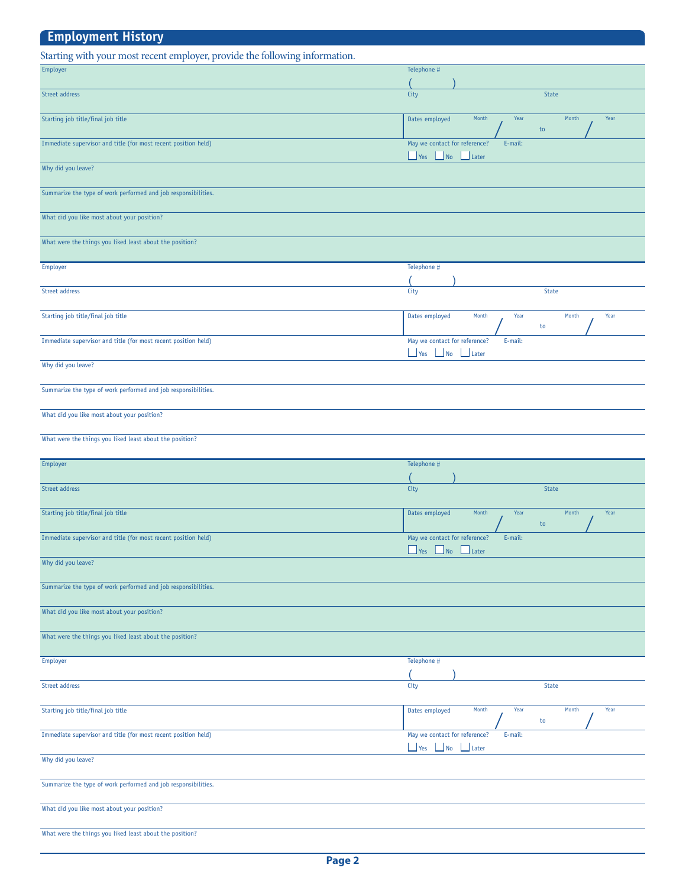## Employment History

Starting with your most recent employer, provide the following information.

| Employer | Telephone # ( ) | |
|---|---|---|
| Street address | City | State |
| Starting job title/final job title | Dates employed Month / Year to Month / Year | |
| Immediate supervisor and title (for most recent position held) | May we contact for reference? ☐ Yes ☐ No ☐ Later | E-mail: |
| Why did you leave? | | |
| Summarize the type of work performed and job responsibilities. | | |
| What did you like most about your position? | | |
| What were the things you liked least about the position? | | |

| Employer | Telephone # ( ) | |
|---|---|---|
| Street address | City | State |
| Starting job title/final job title | Dates employed Month / Year to Month / Year | |
| Immediate supervisor and title (for most recent position held) | May we contact for reference? ☐ Yes ☐ No ☐ Later | E-mail: |
| Why did you leave? | | |
| Summarize the type of work performed and job responsibilities. | | |
| What did you like most about your position? | | |
| What were the things you liked least about the position? | | |

| Employer | Telephone # ( ) | |
|---|---|---|
| Street address | City | State |
| Starting job title/final job title | Dates employed Month / Year to Month / Year | |
| Immediate supervisor and title (for most recent position held) | May we contact for reference? ☐ Yes ☐ No ☐ Later | E-mail: |
| Why did you leave? | | |
| Summarize the type of work performed and job responsibilities. | | |
| What did you like most about your position? | | |
| What were the things you liked least about the position? | | |

| Employer | Telephone # ( ) | |
|---|---|---|
| Street address | City | State |
| Starting job title/final job title | Dates employed Month / Year to Month / Year | |
| Immediate supervisor and title (for most recent position held) | May we contact for reference? ☐ Yes ☐ No ☐ Later | E-mail: |
| Why did you leave? | | |
| Summarize the type of work performed and job responsibilities. | | |
| What did you like most about your position? | | |
| What were the things you liked least about the position? | | |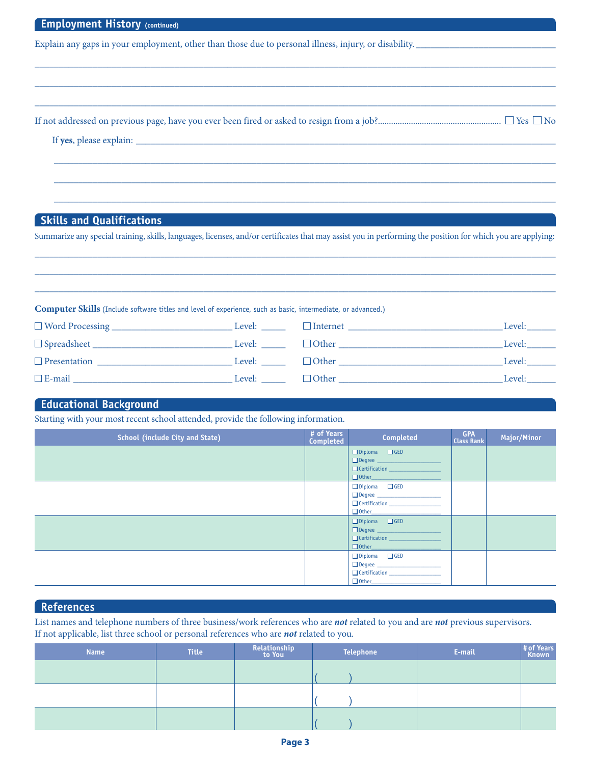## Employment History (continued)

Explain any gaps in your employment, other than those due to personal illness, injury, or disability. ______________________________

______________________________________________________________________________

______________________________________________________________________________

______________________________________________________________________________

If not addressed on previous page, have you ever been fired or asked to resign from a job?.......................................................... ☐ Yes ☐ No

If **yes**, please explain: ______________________________________________________________________________

______________________________________________________________________________

______________________________________________________________________________

______________________________________________________________________________

## Skills and Qualifications

Summarize any special training, skills, languages, licenses, and/or certificates that may assist you in performing the position for which you are applying:

______________________________________________________________________________

______________________________________________________________________________

______________________________________________________________________________

**Computer Skills** (Include software titles and level of experience, such as basic, intermediate, or advanced.)

☐ Word Processing ____________________________ Level: ______ ☐ Internet ____________________________________ Level: ______

☐ Spreadsheet ________________________________ Level: ______ ☐ Other ______________________________________ Level: ______

☐ Presentation _______________________________ Level: ______ ☐ Other ______________________________________ Level: ______

☐ E-mail _____________________________________ Level: ______ ☐ Other ______________________________________ Level: ______

## Educational Background

Starting with your most recent school attended, provide the following information.

| School (include City and State) | # of Years Completed | Completed | GPA Class Rank | Major/Minor |
|---|---|---|---|---|
| | | ☐ Diploma ☐ GED<br>☐ Degree ________<br>☐ Certification ________<br>☐ Other________ | | |
| | | ☐ Diploma ☐ GED<br>☐ Degree ________<br>☐ Certification ________<br>☐ Other________ | | |
| | | ☐ Diploma ☐ GED<br>☐ Degree ________<br>☐ Certification ________<br>☐ Other________ | | |
| | | ☐ Diploma ☐ GED<br>☐ Degree ________<br>☐ Certification ________<br>☐ Other________ | | |

## References

List names and telephone numbers of three business/work references who are ***not*** related to you and are ***not*** previous supervisors. If not applicable, list three school or personal references who are ***not*** related to you.

| Name | Title | Relationship to You | Telephone | E-mail | # of Years Known |
|---|---|---|---|---|---|
| | | | (    ) | | |
| | | | (    ) | | |
| | | | (    ) | | |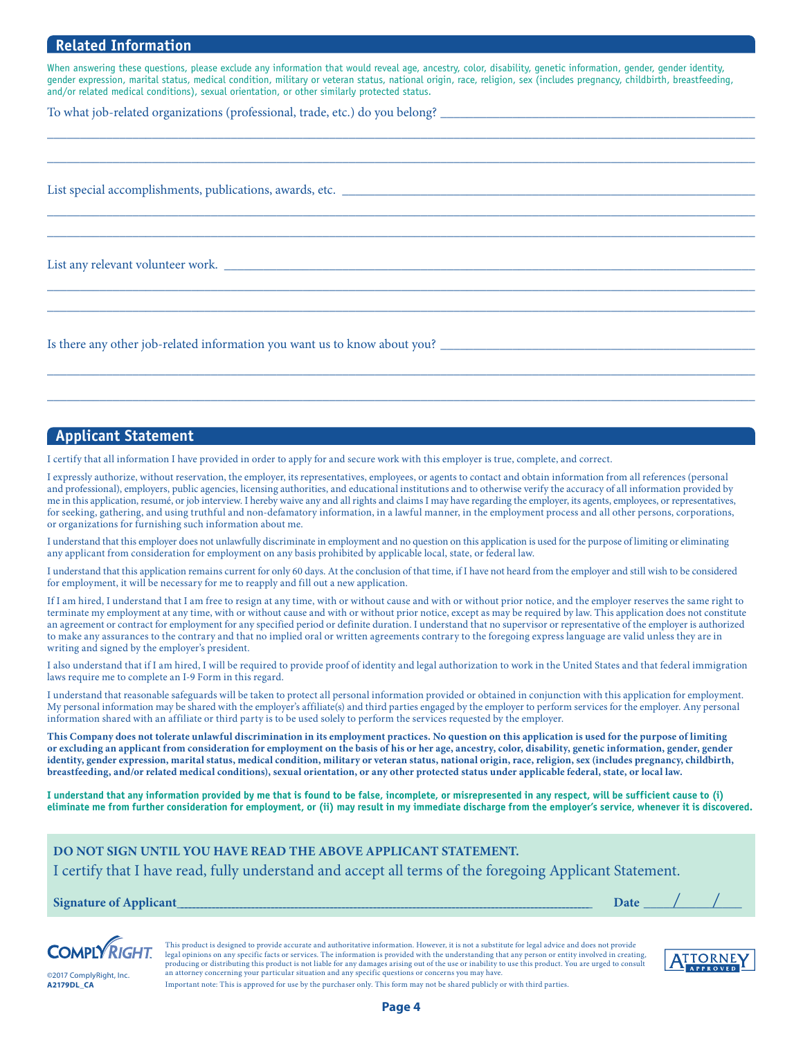## Related Information

When answering these questions, please exclude any information that would reveal age, ancestry, color, disability, genetic information, gender, gender identity, gender expression, marital status, medical condition, military or veteran status, national origin, race, religion, sex (includes pregnancy, childbirth, breastfeeding, and/or related medical conditions), sexual orientation, or other similarly protected status.

To what job-related organizations (professional, trade, etc.) do you belong? ______________________________

______________________________________________________________________

______________________________________________________________________

List special accomplishments, publications, awards, etc. ______________________________

______________________________________________________________________

______________________________________________________________________

List any relevant volunteer work. ______________________________

______________________________________________________________________

______________________________________________________________________

Is there any other job-related information you want us to know about you? ______________________________

______________________________________________________________________

______________________________________________________________________

## Applicant Statement

I certify that all information I have provided in order to apply for and secure work with this employer is true, complete, and correct.

I expressly authorize, without reservation, the employer, its representatives, employees, or agents to contact and obtain information from all references (personal and professional), employers, public agencies, licensing authorities, and educational institutions and to otherwise verify the accuracy of all information provided by me in this application, resumé, or job interview. I hereby waive any and all rights and claims I may have regarding the employer, its agents, employees, or representatives, for seeking, gathering, and using truthful and non-defamatory information, in a lawful manner, in the employment process and all other persons, corporations, or organizations for furnishing such information about me.

I understand that this employer does not unlawfully discriminate in employment and no question on this application is used for the purpose of limiting or eliminating any applicant from consideration for employment on any basis prohibited by applicable local, state, or federal law.

I understand that this application remains current for only 60 days. At the conclusion of that time, if I have not heard from the employer and still wish to be considered for employment, it will be necessary for me to reapply and fill out a new application.

If I am hired, I understand that I am free to resign at any time, with or without cause and with or without prior notice, and the employer reserves the same right to terminate my employment at any time, with or without cause and with or without prior notice, except as may be required by law. This application does not constitute an agreement or contract for employment for any specified period or definite duration. I understand that no supervisor or representative of the employer is authorized to make any assurances to the contrary and that no implied oral or written agreements contrary to the foregoing express language are valid unless they are in writing and signed by the employer's president.

I also understand that if I am hired, I will be required to provide proof of identity and legal authorization to work in the United States and that federal immigration laws require me to complete an I-9 Form in this regard.

I understand that reasonable safeguards will be taken to protect all personal information provided or obtained in conjunction with this application for employment. My personal information may be shared with the employer's affiliate(s) and third parties engaged by the employer to perform services for the employer. Any personal information shared with an affiliate or third party is to be used solely to perform the services requested by the employer.

**This Company does not tolerate unlawful discrimination in its employment practices. No question on this application is used for the purpose of limiting or excluding an applicant from consideration for employment on the basis of his or her age, ancestry, color, disability, genetic information, gender, gender identity, gender expression, marital status, medical condition, military or veteran status, national origin, race, religion, sex (includes pregnancy, childbirth, breastfeeding, and/or related medical conditions), sexual orientation, or any other protected status under applicable federal, state, or local law.**

**I understand that any information provided by me that is found to be false, incomplete, or misrepresented in any respect, will be sufficient cause to (i) eliminate me from further consideration for employment, or (ii) may result in my immediate discharge from the employer's service, whenever it is discovered.**

**DO NOT SIGN UNTIL YOU HAVE READ THE ABOVE APPLICANT STATEMENT.**

I certify that I have read, fully understand and accept all terms of the foregoing Applicant Statement.

**Signature of Applicant**______________________________ **Date** ____/____/____

ComplyRight

©2017 ComplyRight, Inc.
A2179DL_CA

This product is designed to provide accurate and authoritative information. However, it is not a substitute for legal advice and does not provide legal opinions on any specific facts or services. The information is provided with the understanding that any person or entity involved in creating, producing or distributing this product is not liable for any damages arising out of the use or inability to use this product. You are urged to consult an attorney concerning your particular situation and any specific questions or concerns you may have.

Important note: This is approved for use by the purchaser only. This form may not be shared publicly or with third parties.

ATTORNEY APPROVED